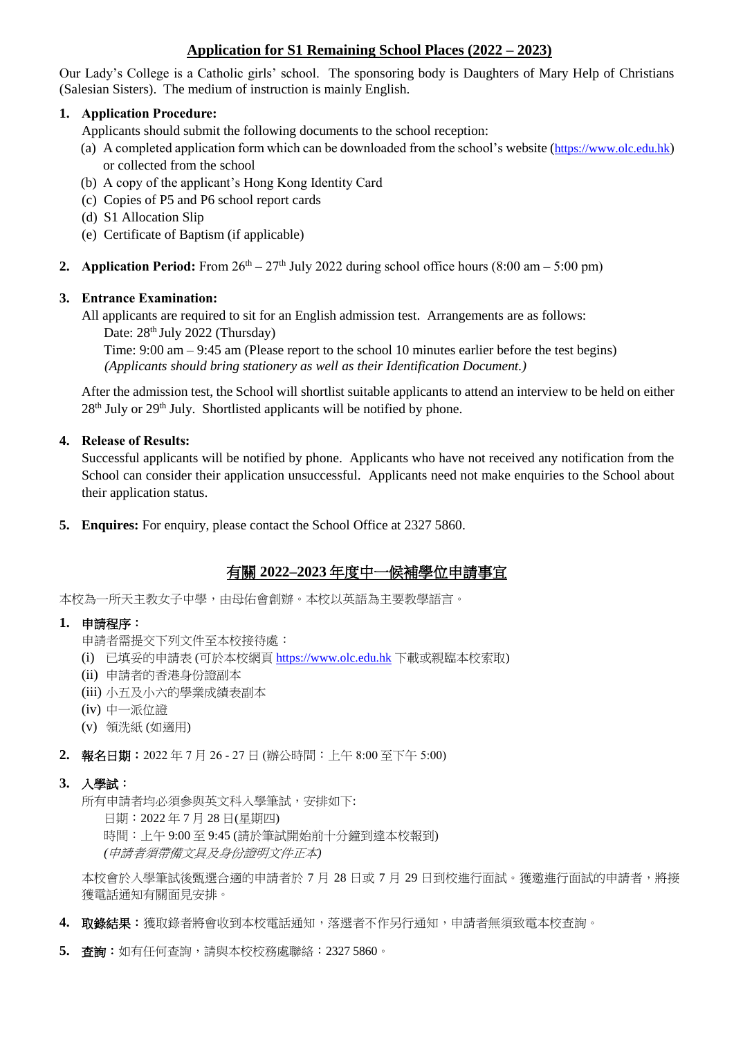## Application for S1 Remaining School Places (2022 – 2023)

Our Lady's College is a Catholic girls' school. The sponsoring body is Daughters of Mary Help of Christians (Salesian Sisters). The medium of instruction is mainly English.

1. **Application Procedure:**
   Applicants should submit the following documents to the school reception:
   (a) A completed application form which can be downloaded from the school's website (https://www.olc.edu.hk) or collected from the school
   (b) A copy of the applicant's Hong Kong Identity Card
   (c) Copies of P5 and P6 school report cards
   (d) S1 Allocation Slip
   (e) Certificate of Baptism (if applicable)

2. **Application Period:** From 26th – 27th July 2022 during school office hours (8:00 am – 5:00 pm)

3. **Entrance Examination:**
   All applicants are required to sit for an English admission test. Arrangements are as follows:
   Date: 28th July 2022 (Thursday)
   Time: 9:00 am – 9:45 am (Please report to the school 10 minutes earlier before the test begins)
   *(Applicants should bring stationery as well as their Identification Document.)*

   After the admission test, the School will shortlist suitable applicants to attend an interview to be held on either 28th July or 29th July. Shortlisted applicants will be notified by phone.

4. **Release of Results:**
   Successful applicants will be notified by phone. Applicants who have not received any notification from the School can consider their application unsuccessful. Applicants need not make enquiries to the School about their application status.

5. **Enquires:** For enquiry, please contact the School Office at 2327 5860.

## 有關 2022–2023 年度中一候補學位申請事宜

本校為一所天主教女子中學，由母佑會創辦。本校以英語為主要教學語言。

1. **申請程序：**
   申請者需提交下列文件至本校接待處：
   (i) 已填妥的申請表 (可於本校網頁 https://www.olc.edu.hk 下載或親臨本校索取)
   (ii) 申請者的香港身份證副本
   (iii) 小五及小六的學業成績表副本
   (iv) 中一派位證
   (v) 領洗紙 (如適用)

2. **報名日期：**2022 年 7 月 26 - 27 日 (辦公時間：上午 8:00 至下午 5:00)

3. **入學試：**
   所有申請者均必須參與英文科入學筆試，安排如下:
   日期：2022 年 7 月 28 日(星期四)
   時間：上午 9:00 至 9:45 (請於筆試開始前十分鐘到達本校報到)
   *(申請者須帶備文具及身份證明文件正本)*

   本校會於入學筆試後甄選合適的申請者於 7 月 28 日或 7 月 29 日到校進行面試。獲邀進行面試的申請者，將接獲電話通知有關面見安排。

4. **取錄結果：**獲取錄者將會收到本校電話通知，落選者不作另行通知，申請者無須致電本校查詢。

5. **查詢：**如有任何查詢，請與本校校務處聯絡：2327 5860。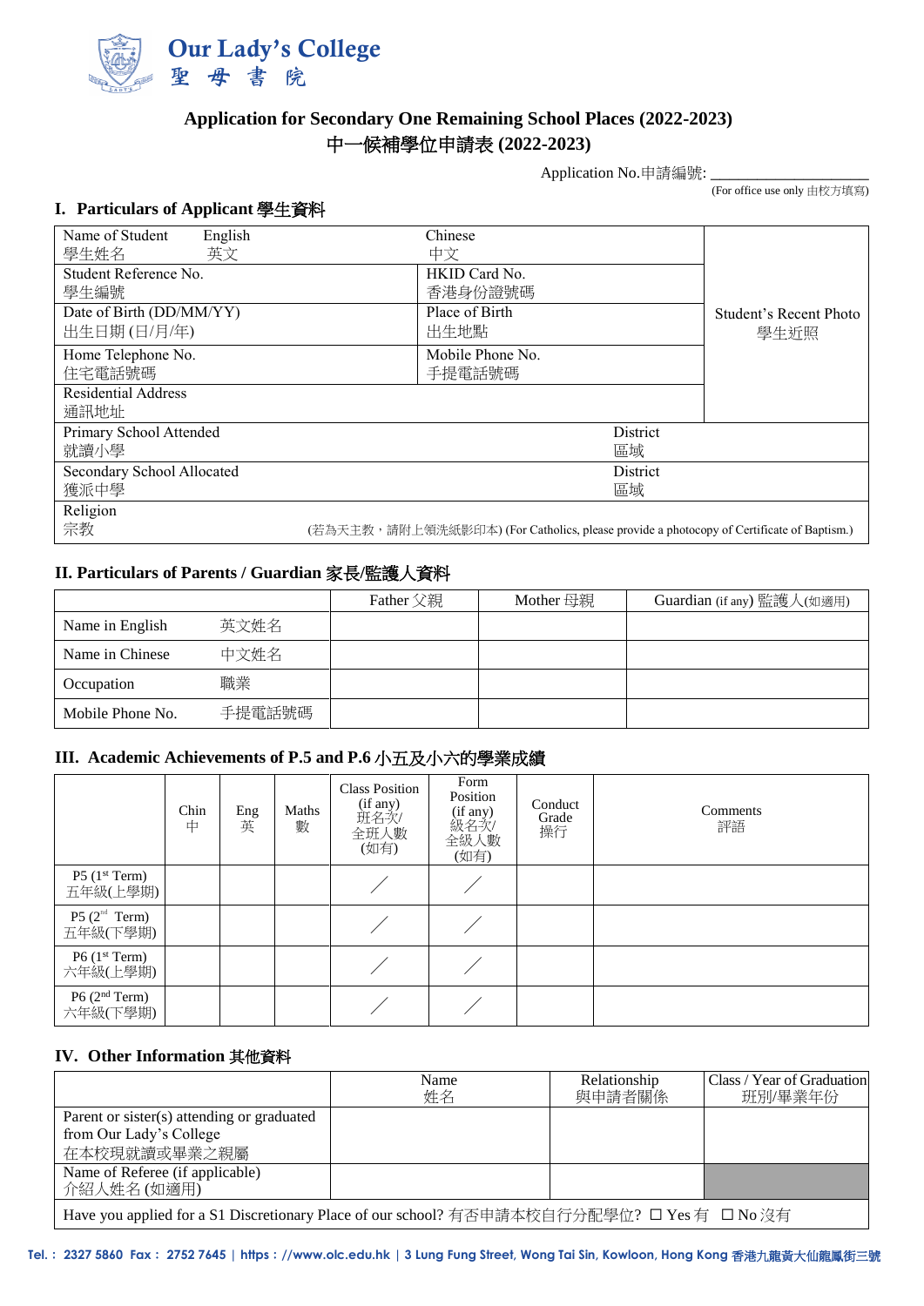# Our Lady's College
聖母書院

## Application for Secondary One Remaining School Places (2022-2023)
## 中一候補學位申請表 (2022-2023)

Application No.申請編號: ____________________
(For office use only 由校方填寫)

### I. Particulars of Applicant 學生資料

| | | |
|---|---|---|
| Name of Student 學生姓名 English 英文 | Chinese 中文 | Student's Recent Photo 學生近照 |
| Student Reference No. 學生編號 | HKID Card No. 香港身份證號碼 | |
| Date of Birth (DD/MM/YY) 出生日期 (日/月/年) | Place of Birth 出生地點 | |
| Home Telephone No. 住宅電話號碼 | Mobile Phone No. 手提電話號碼 | |
| Residential Address 通訊地址 | | |
| Primary School Attended 就讀小學 | District 區域 | |
| Secondary School Allocated 獲派中學 | District 區域 | |
| Religion 宗教 | (若為天主教，請附上領洗紙影印本) (For Catholics, please provide a photocopy of Certificate of Baptism.) | |

### II. Particulars of Parents / Guardian 家長/監護人資料

| | | Father 父親 | Mother 母親 | Guardian (if any) 監護人(如適用) |
|---|---|---|---|---|
| Name in English | 英文姓名 | | | |
| Name in Chinese | 中文姓名 | | | |
| Occupation | 職業 | | | |
| Mobile Phone No. | 手提電話號碼 | | | |

### III. Academic Achievements of P.5 and P.6 小五及小六的學業成績

| | Chin 中 | Eng 英 | Maths 數 | Class Position (if any) 班名次/全班人數 (如有) | Form Position (if any) 級名次/全級人數 (如有) | Conduct Grade 操行 | Comments 評語 |
|---|---|---|---|---|---|---|---|
| P5 (1st Term) 五年級(上學期) | | | | / | / | | |
| P5 (2nd Term) 五年級(下學期) | | | | / | / | | |
| P6 (1st Term) 六年級(上學期) | | | | / | / | | |
| P6 (2nd Term) 六年級(下學期) | | | | / | / | | |

### IV. Other Information 其他資料

| | Name 姓名 | Relationship 與申請者關係 | Class / Year of Graduation 班別/畢業年份 |
|---|---|---|---|
| Parent or sister(s) attending or graduated from Our Lady's College 在本校現就讀或畢業之親屬 | | | |
| Name of Referee (if applicable) 介紹人姓名 (如適用) | | | |

Have you applied for a S1 Discretionary Place of our school? 有否申請本校自行分配學位? ☐ Yes 有 ☐ No 沒有

Tel.: 2327 5860 Fax: 2752 7645 | https://www.olc.edu.hk | 3 Lung Fung Street, Wong Tai Sin, Kowloon, Hong Kong 香港九龍黃大仙龍鳳街三號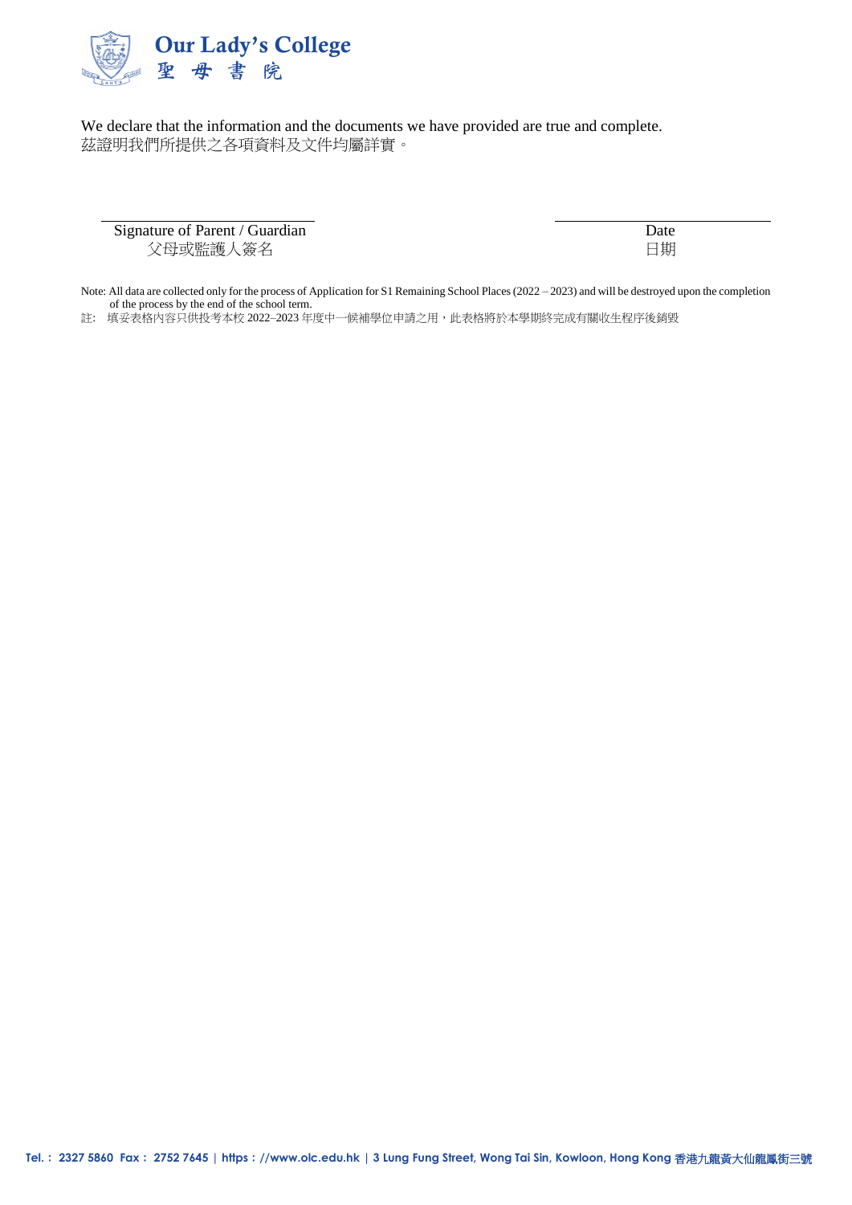We declare that the information and the documents we have provided are true and complete.
茲證明我們所提供之各項資料及文件均屬詳實。

| | |
|---|---|
| Signature of Parent / Guardian<br>父母或監護人簽名 | Date<br>日期 |

Note: All data are collected only for the process of Application for S1 Remaining School Places (2022 – 2023) and will be destroyed upon the completion of the process by the end of the school term.
註: 填妥表格內容只供投考本校 2022–2023 年度中一候補學位申請之用，此表格將於本學期終完成有關收生程序後銷毀